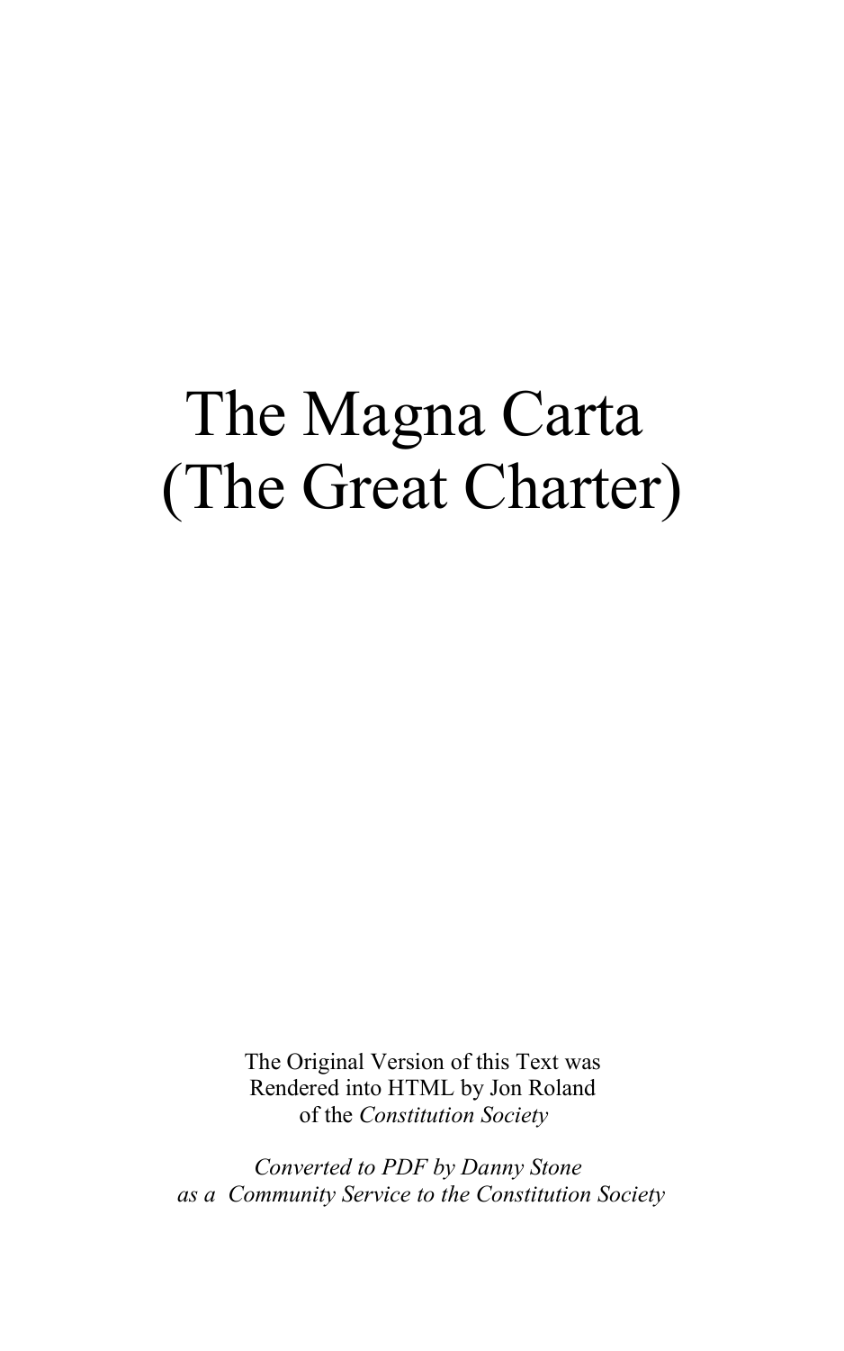# The Magna Carta (The Great Charter)

The Original Version of this Text was Rendered into HTML by Jon Roland of the *Constitution Society*

*Converted to PDF by Danny Stone as a Community Service to the Constitution Society*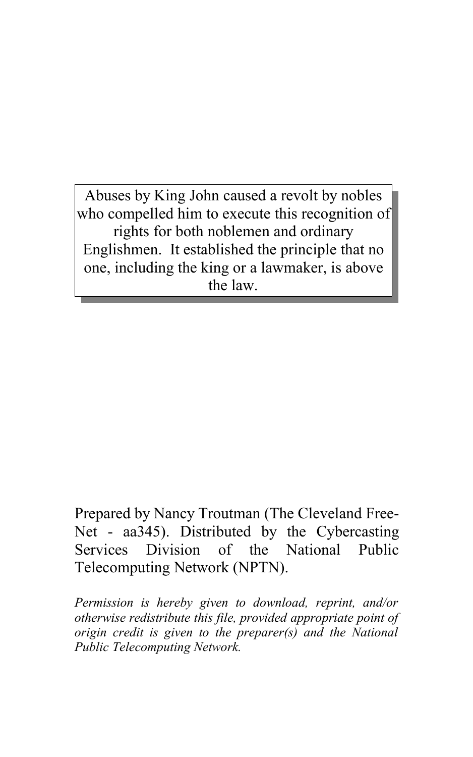Abuses by King John caused a revolt by nobles who compelled him to execute this recognition of rights for both noblemen and ordinary Englishmen. It established the principle that no one, including the king or a lawmaker, is above the law.

Prepared by Nancy Troutman (The Cleveland Free-Net - aa345). Distributed by the Cybercasting Services Division of the National Public Telecomputing Network (NPTN).

*Permission is hereby given to download, reprint, and/or otherwise redistribute this file, provided appropriate point of origin credit is given to the preparer(s) and the National Public Telecomputing Network.*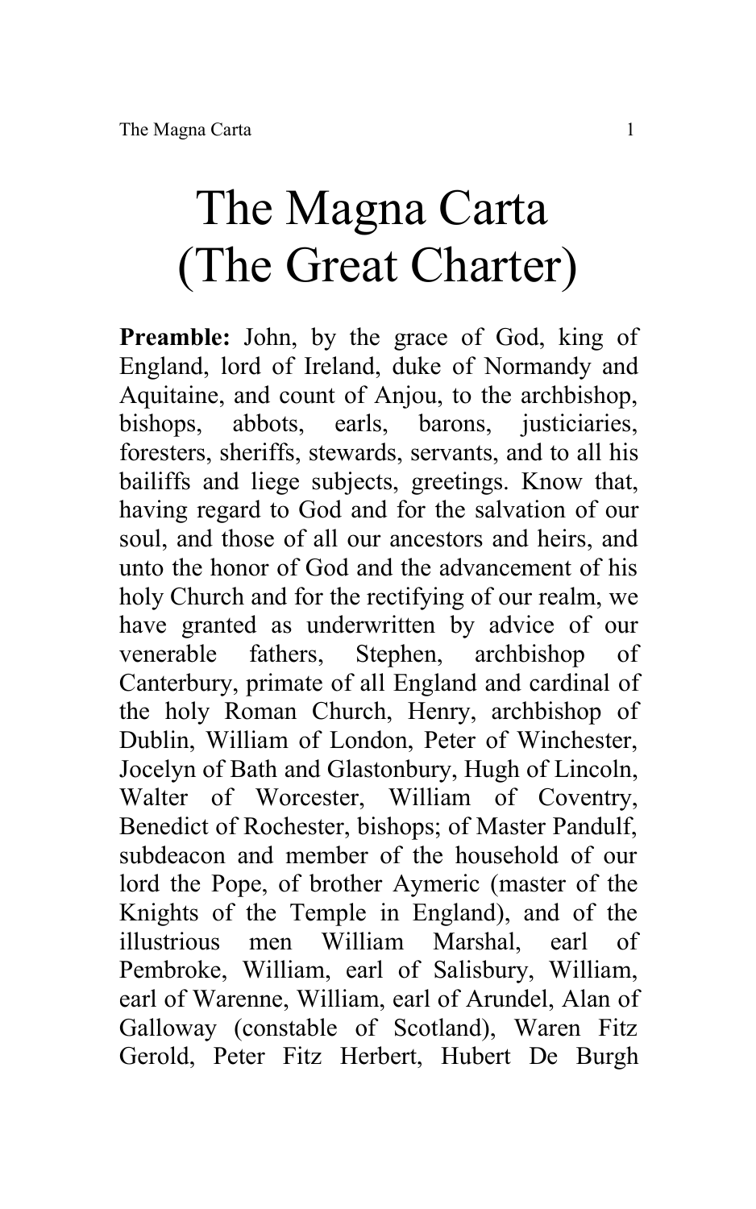# The Magna Carta (The Great Charter)

**Preamble:** John, by the grace of God, king of England, lord of Ireland, duke of Normandy and Aquitaine, and count of Anjou, to the archbishop, bishops, abbots, earls, barons, justiciaries, foresters, sheriffs, stewards, servants, and to all his bailiffs and liege subjects, greetings. Know that, having regard to God and for the salvation of our soul, and those of all our ancestors and heirs, and unto the honor of God and the advancement of his holy Church and for the rectifying of our realm, we have granted as underwritten by advice of our venerable fathers, Stephen, archbishop of Canterbury, primate of all England and cardinal of the holy Roman Church, Henry, archbishop of Dublin, William of London, Peter of Winchester, Jocelyn of Bath and Glastonbury, Hugh of Lincoln, Walter of Worcester, William of Coventry, Benedict of Rochester, bishops; of Master Pandulf, subdeacon and member of the household of our lord the Pope, of brother Aymeric (master of the Knights of the Temple in England), and of the illustrious men William Marshal, earl of Pembroke, William, earl of Salisbury, William, earl of Warenne, William, earl of Arundel, Alan of Galloway (constable of Scotland), Waren Fitz Gerold, Peter Fitz Herbert, Hubert De Burgh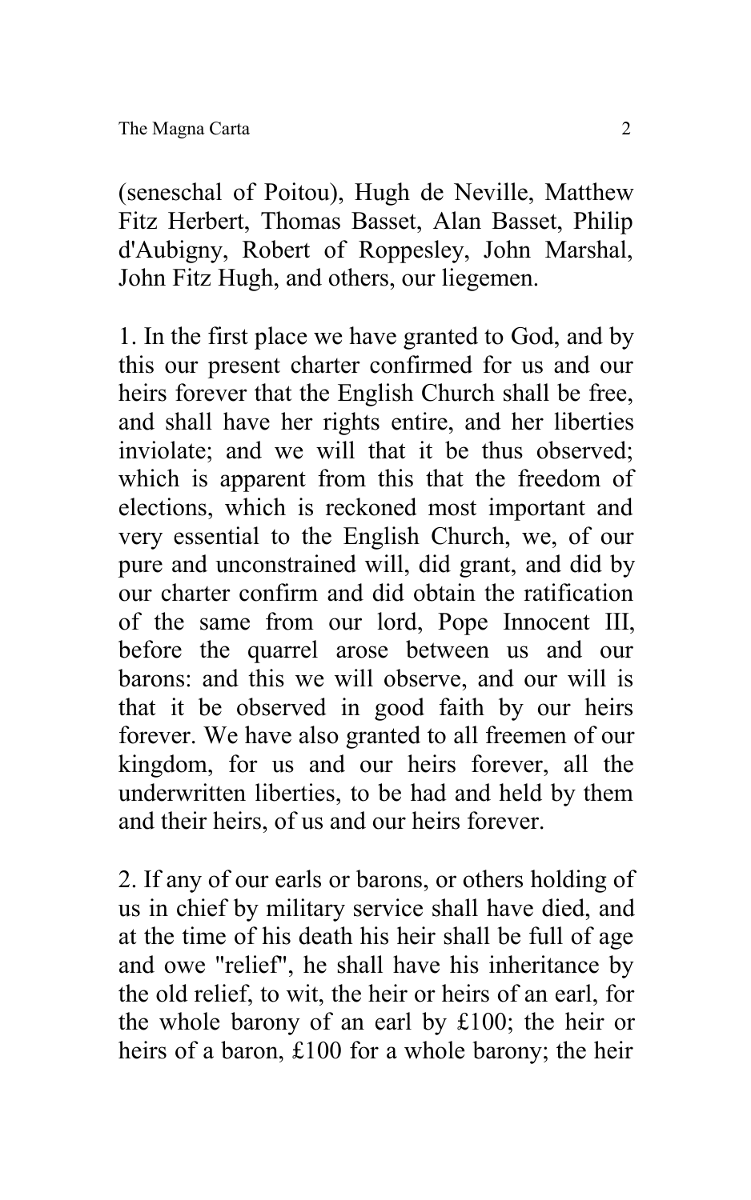(seneschal of Poitou), Hugh de Neville, Matthew Fitz Herbert, Thomas Basset, Alan Basset, Philip d'Aubigny, Robert of Roppesley, John Marshal, John Fitz Hugh, and others, our liegemen.

1. In the first place we have granted to God, and by this our present charter confirmed for us and our heirs forever that the English Church shall be free, and shall have her rights entire, and her liberties inviolate; and we will that it be thus observed; which is apparent from this that the freedom of elections, which is reckoned most important and very essential to the English Church, we, of our pure and unconstrained will, did grant, and did by our charter confirm and did obtain the ratification of the same from our lord, Pope Innocent III, before the quarrel arose between us and our barons: and this we will observe, and our will is that it be observed in good faith by our heirs forever. We have also granted to all freemen of our kingdom, for us and our heirs forever, all the underwritten liberties, to be had and held by them and their heirs, of us and our heirs forever.

2. If any of our earls or barons, or others holding of us in chief by military service shall have died, and at the time of his death his heir shall be full of age and owe "relief", he shall have his inheritance by the old relief, to wit, the heir or heirs of an earl, for the whole barony of an earl by £100; the heir or heirs of a baron, £100 for a whole barony; the heir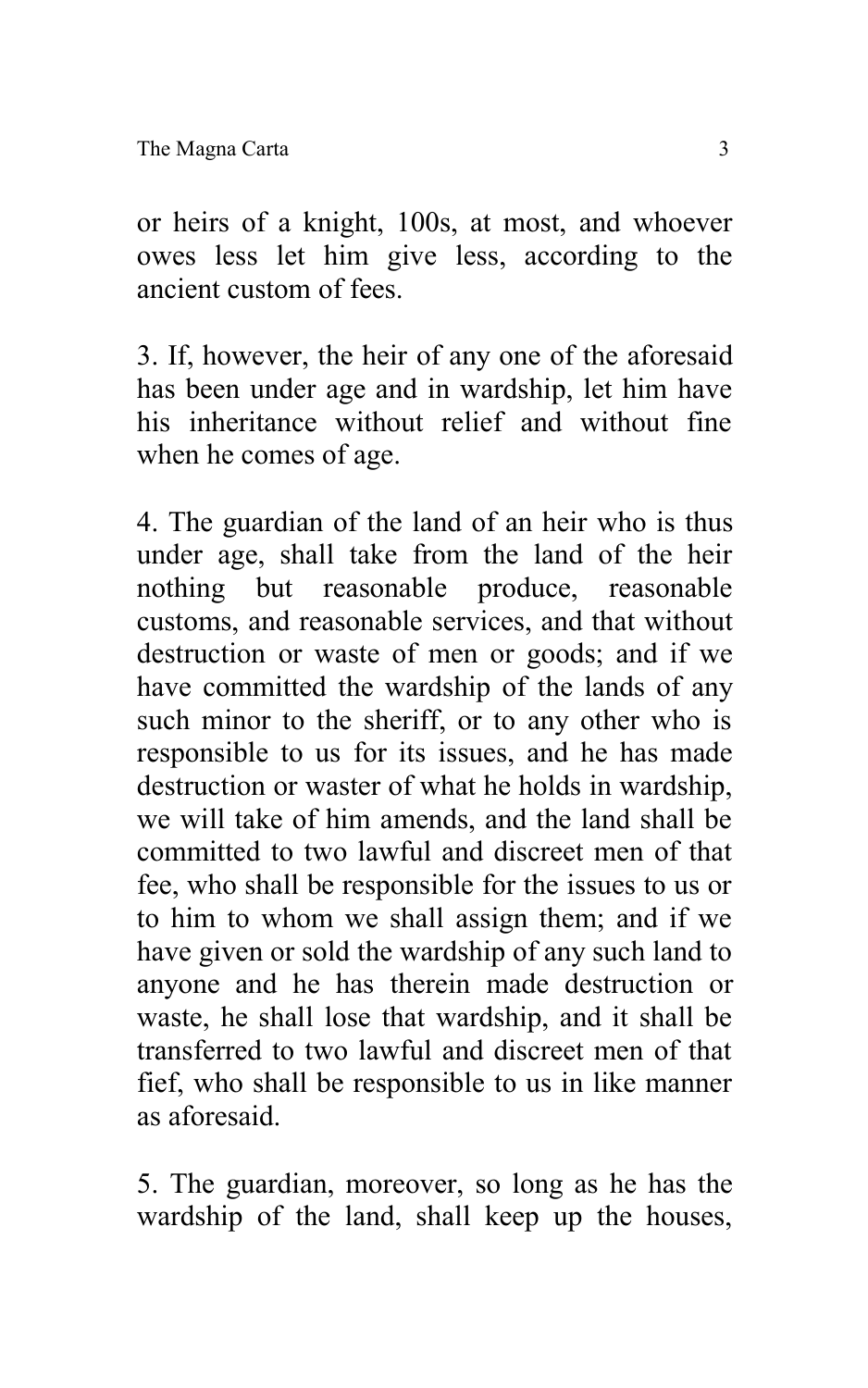or heirs of a knight, 100s, at most, and whoever owes less let him give less, according to the ancient custom of fees.

3. If, however, the heir of any one of the aforesaid has been under age and in wardship, let him have his inheritance without relief and without fine when he comes of age.

4. The guardian of the land of an heir who is thus under age, shall take from the land of the heir nothing but reasonable produce, reasonable customs, and reasonable services, and that without destruction or waste of men or goods; and if we have committed the wardship of the lands of any such minor to the sheriff, or to any other who is responsible to us for its issues, and he has made destruction or waster of what he holds in wardship, we will take of him amends, and the land shall be committed to two lawful and discreet men of that fee, who shall be responsible for the issues to us or to him to whom we shall assign them; and if we have given or sold the wardship of any such land to anyone and he has therein made destruction or waste, he shall lose that wardship, and it shall be transferred to two lawful and discreet men of that fief, who shall be responsible to us in like manner as aforesaid.

5. The guardian, moreover, so long as he has the wardship of the land, shall keep up the houses,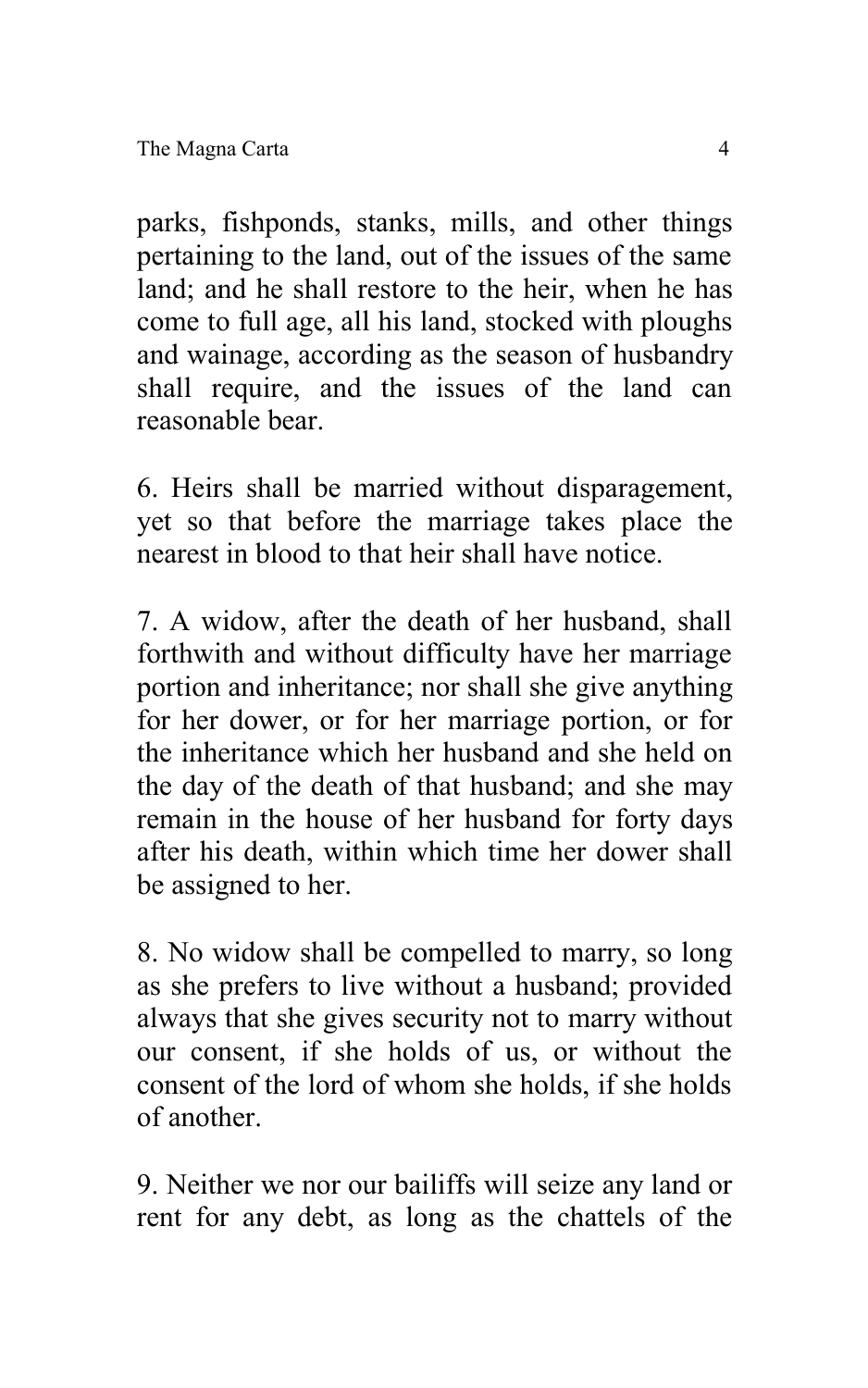parks, fishponds, stanks, mills, and other things pertaining to the land, out of the issues of the same land; and he shall restore to the heir, when he has come to full age, all his land, stocked with ploughs and wainage, according as the season of husbandry shall require, and the issues of the land can reasonable bear.

6. Heirs shall be married without disparagement, yet so that before the marriage takes place the nearest in blood to that heir shall have notice.

7. A widow, after the death of her husband, shall forthwith and without difficulty have her marriage portion and inheritance; nor shall she give anything for her dower, or for her marriage portion, or for the inheritance which her husband and she held on the day of the death of that husband; and she may remain in the house of her husband for forty days after his death, within which time her dower shall be assigned to her.

8. No widow shall be compelled to marry, so long as she prefers to live without a husband; provided always that she gives security not to marry without our consent, if she holds of us, or without the consent of the lord of whom she holds, if she holds of another.

9. Neither we nor our bailiffs will seize any land or rent for any debt, as long as the chattels of the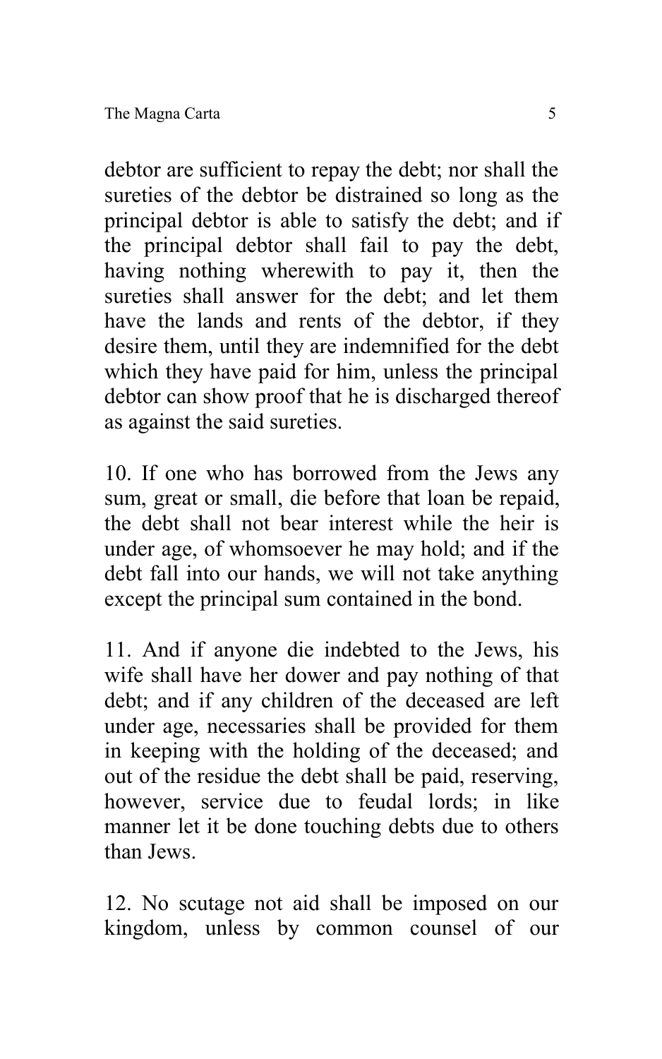debtor are sufficient to repay the debt; nor shall the sureties of the debtor be distrained so long as the principal debtor is able to satisfy the debt; and if the principal debtor shall fail to pay the debt, having nothing wherewith to pay it, then the sureties shall answer for the debt; and let them have the lands and rents of the debtor, if they desire them, until they are indemnified for the debt which they have paid for him, unless the principal debtor can show proof that he is discharged thereof as against the said sureties.

10. If one who has borrowed from the Jews any sum, great or small, die before that loan be repaid, the debt shall not bear interest while the heir is under age, of whomsoever he may hold; and if the debt fall into our hands, we will not take anything except the principal sum contained in the bond.

11. And if anyone die indebted to the Jews, his wife shall have her dower and pay nothing of that debt; and if any children of the deceased are left under age, necessaries shall be provided for them in keeping with the holding of the deceased; and out of the residue the debt shall be paid, reserving, however, service due to feudal lords; in like manner let it be done touching debts due to others than Jews.

12. No scutage not aid shall be imposed on our kingdom, unless by common counsel of our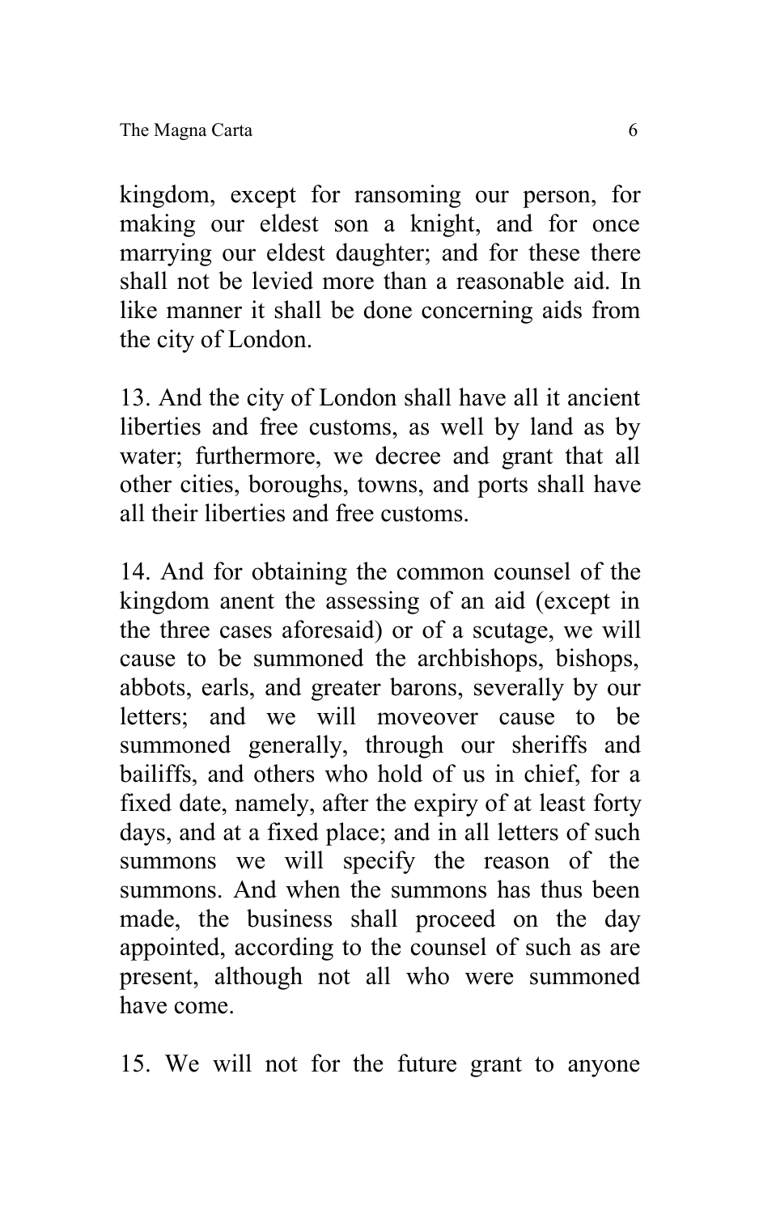kingdom, except for ransoming our person, for making our eldest son a knight, and for once marrying our eldest daughter; and for these there shall not be levied more than a reasonable aid. In like manner it shall be done concerning aids from the city of London.

13. And the city of London shall have all it ancient liberties and free customs, as well by land as by water; furthermore, we decree and grant that all other cities, boroughs, towns, and ports shall have all their liberties and free customs.

14. And for obtaining the common counsel of the kingdom anent the assessing of an aid (except in the three cases aforesaid) or of a scutage, we will cause to be summoned the archbishops, bishops, abbots, earls, and greater barons, severally by our letters; and we will moveover cause to be summoned generally, through our sheriffs and bailiffs, and others who hold of us in chief, for a fixed date, namely, after the expiry of at least forty days, and at a fixed place; and in all letters of such summons we will specify the reason of the summons. And when the summons has thus been made, the business shall proceed on the day appointed, according to the counsel of such as are present, although not all who were summoned have come.

15. We will not for the future grant to anyone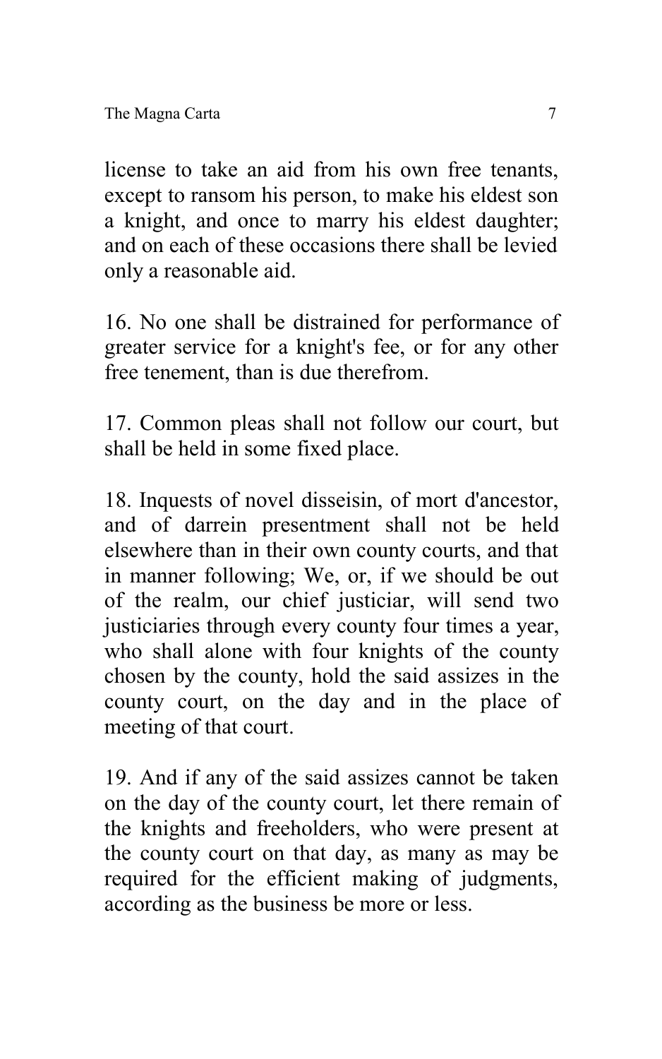license to take an aid from his own free tenants, except to ransom his person, to make his eldest son a knight, and once to marry his eldest daughter; and on each of these occasions there shall be levied only a reasonable aid.

16. No one shall be distrained for performance of greater service for a knight's fee, or for any other free tenement, than is due therefrom.

17. Common pleas shall not follow our court, but shall be held in some fixed place.

18. Inquests of novel disseisin, of mort d'ancestor, and of darrein presentment shall not be held elsewhere than in their own county courts, and that in manner following; We, or, if we should be out of the realm, our chief justiciar, will send two justiciaries through every county four times a year, who shall alone with four knights of the county chosen by the county, hold the said assizes in the county court, on the day and in the place of meeting of that court.

19. And if any of the said assizes cannot be taken on the day of the county court, let there remain of the knights and freeholders, who were present at the county court on that day, as many as may be required for the efficient making of judgments, according as the business be more or less.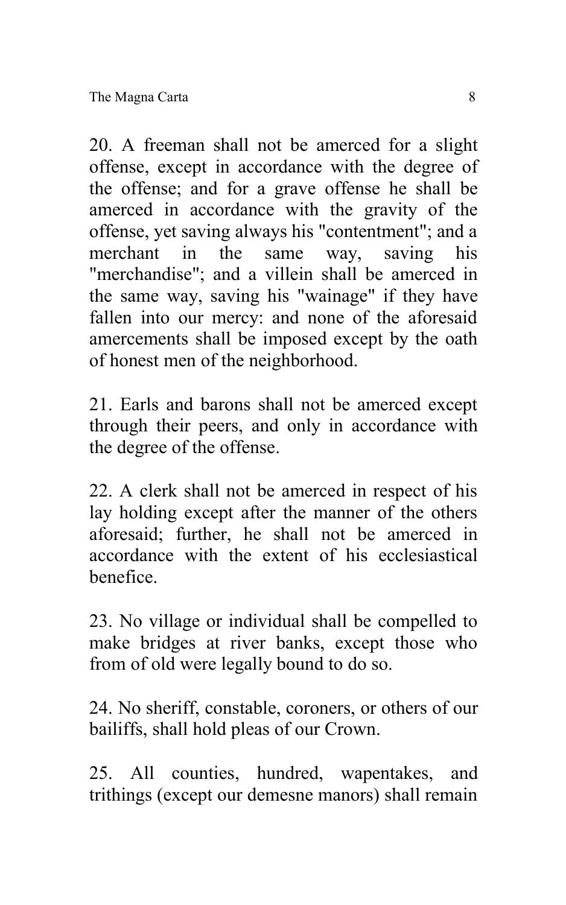20. A freeman shall not be amerced for a slight offense, except in accordance with the degree of the offense; and for a grave offense he shall be amerced in accordance with the gravity of the offense, yet saving always his "contentment"; and a merchant in the same way, saving his "merchandise"; and a villein shall be amerced in the same way, saving his "wainage" if they have fallen into our mercy: and none of the aforesaid amercements shall be imposed except by the oath of honest men of the neighborhood.

21. Earls and barons shall not be amerced except through their peers, and only in accordance with the degree of the offense.

22. A clerk shall not be amerced in respect of his lay holding except after the manner of the others aforesaid; further, he shall not be amerced in accordance with the extent of his ecclesiastical benefice.

23. No village or individual shall be compelled to make bridges at river banks, except those who from of old were legally bound to do so.

24. No sheriff, constable, coroners, or others of our bailiffs, shall hold pleas of our Crown.

25. All counties, hundred, wapentakes, and trithings (except our demesne manors) shall remain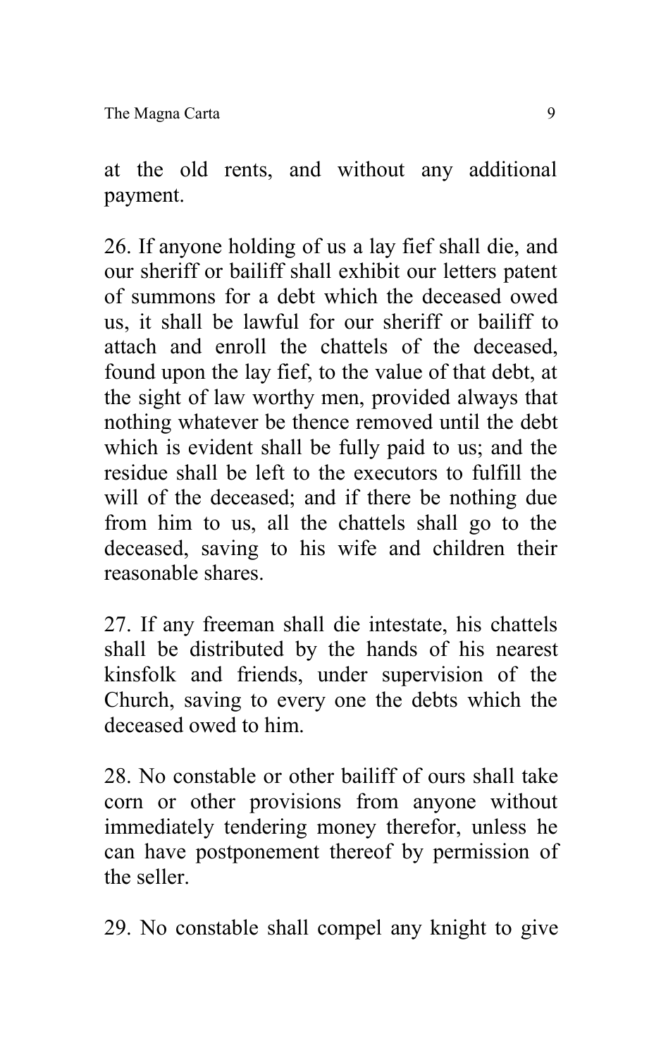at the old rents, and without any additional payment.

26. If anyone holding of us a lay fief shall die, and our sheriff or bailiff shall exhibit our letters patent of summons for a debt which the deceased owed us, it shall be lawful for our sheriff or bailiff to attach and enroll the chattels of the deceased, found upon the lay fief, to the value of that debt, at the sight of law worthy men, provided always that nothing whatever be thence removed until the debt which is evident shall be fully paid to us; and the residue shall be left to the executors to fulfill the will of the deceased; and if there be nothing due from him to us, all the chattels shall go to the deceased, saving to his wife and children their reasonable shares.

27. If any freeman shall die intestate, his chattels shall be distributed by the hands of his nearest kinsfolk and friends, under supervision of the Church, saving to every one the debts which the deceased owed to him.

28. No constable or other bailiff of ours shall take corn or other provisions from anyone without immediately tendering money therefor, unless he can have postponement thereof by permission of the seller.

29. No constable shall compel any knight to give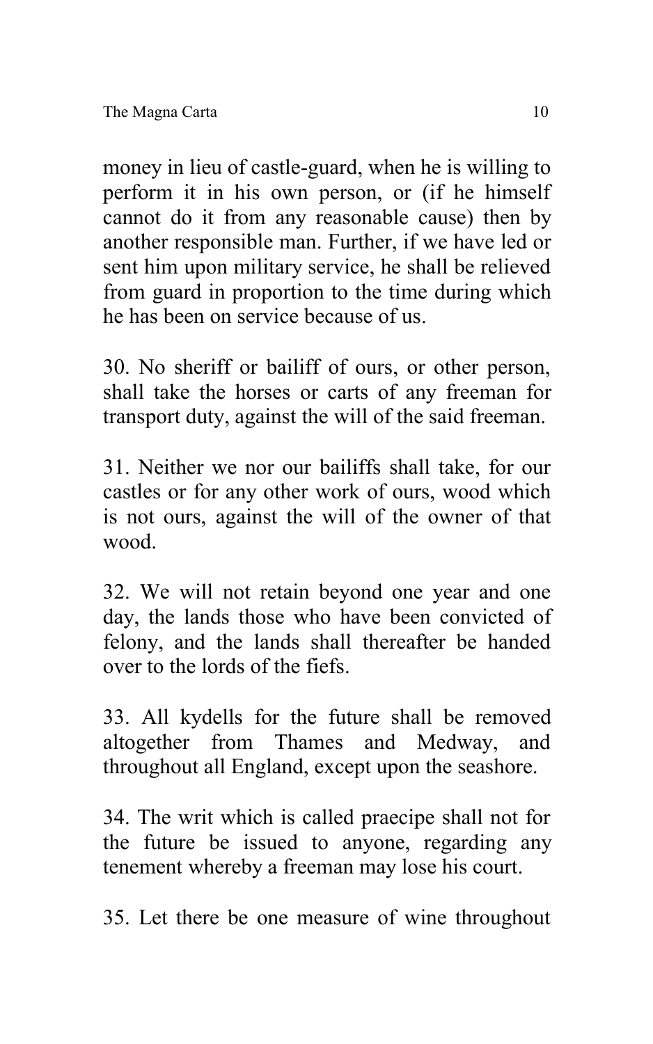money in lieu of castle-guard, when he is willing to perform it in his own person, or (if he himself cannot do it from any reasonable cause) then by another responsible man. Further, if we have led or sent him upon military service, he shall be relieved from guard in proportion to the time during which he has been on service because of us.

30. No sheriff or bailiff of ours, or other person, shall take the horses or carts of any freeman for transport duty, against the will of the said freeman.

31. Neither we nor our bailiffs shall take, for our castles or for any other work of ours, wood which is not ours, against the will of the owner of that wood.

32. We will not retain beyond one year and one day, the lands those who have been convicted of felony, and the lands shall thereafter be handed over to the lords of the fiefs.

33. All kydells for the future shall be removed altogether from Thames and Medway, and throughout all England, except upon the seashore.

34. The writ which is called praecipe shall not for the future be issued to anyone, regarding any tenement whereby a freeman may lose his court.

35. Let there be one measure of wine throughout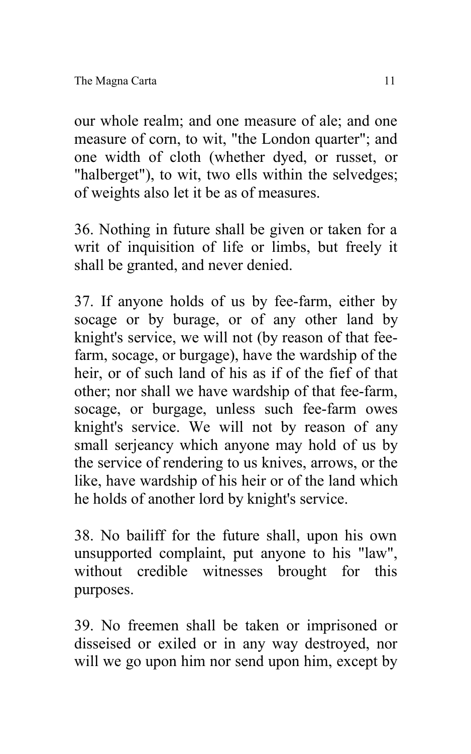our whole realm; and one measure of ale; and one measure of corn, to wit, "the London quarter"; and one width of cloth (whether dyed, or russet, or "halberget"), to wit, two ells within the selvedges; of weights also let it be as of measures.

36. Nothing in future shall be given or taken for a writ of inquisition of life or limbs, but freely it shall be granted, and never denied.

37. If anyone holds of us by fee-farm, either by socage or by burage, or of any other land by knight's service, we will not (by reason of that fee-farm, socage, or burgage), have the wardship of the heir, or of such land of his as if of the fief of that other; nor shall we have wardship of that fee-farm, socage, or burgage, unless such fee-farm owes knight's service. We will not by reason of any small serjeancy which anyone may hold of us by the service of rendering to us knives, arrows, or the like, have wardship of his heir or of the land which he holds of another lord by knight's service.

38. No bailiff for the future shall, upon his own unsupported complaint, put anyone to his "law", without credible witnesses brought for this purposes.

39. No freemen shall be taken or imprisoned or disseised or exiled or in any way destroyed, nor will we go upon him nor send upon him, except by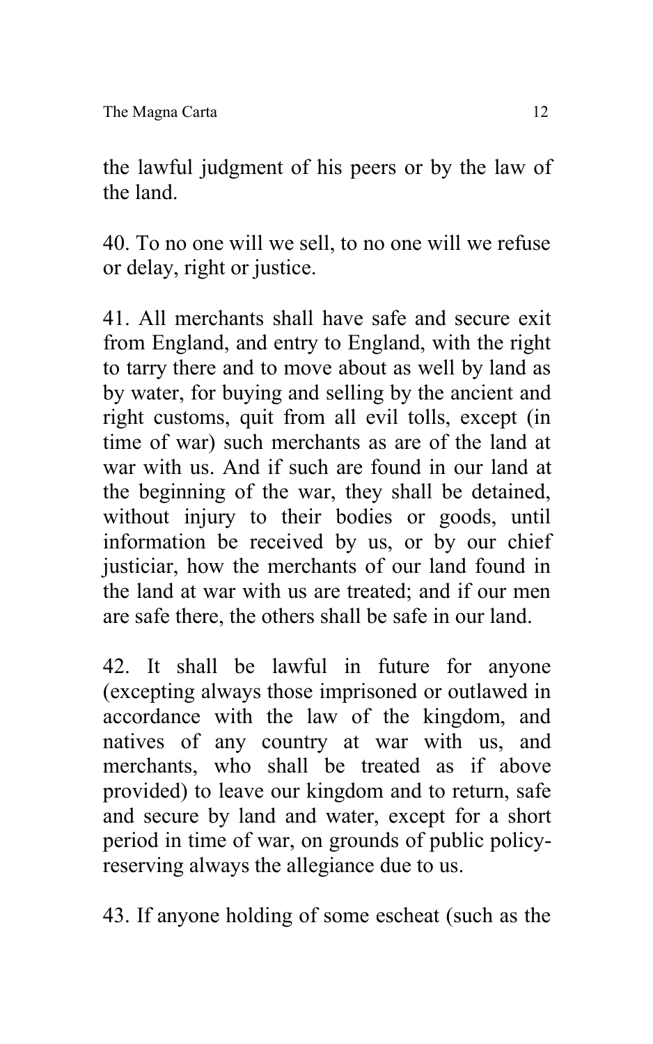the lawful judgment of his peers or by the law of the land.

40. To no one will we sell, to no one will we refuse or delay, right or justice.

41. All merchants shall have safe and secure exit from England, and entry to England, with the right to tarry there and to move about as well by land as by water, for buying and selling by the ancient and right customs, quit from all evil tolls, except (in time of war) such merchants as are of the land at war with us. And if such are found in our land at the beginning of the war, they shall be detained, without injury to their bodies or goods, until information be received by us, or by our chief justiciar, how the merchants of our land found in the land at war with us are treated; and if our men are safe there, the others shall be safe in our land.

42. It shall be lawful in future for anyone (excepting always those imprisoned or outlawed in accordance with the law of the kingdom, and natives of any country at war with us, and merchants, who shall be treated as if above provided) to leave our kingdom and to return, safe and secure by land and water, except for a short period in time of war, on grounds of public policy-reserving always the allegiance due to us.

43. If anyone holding of some escheat (such as the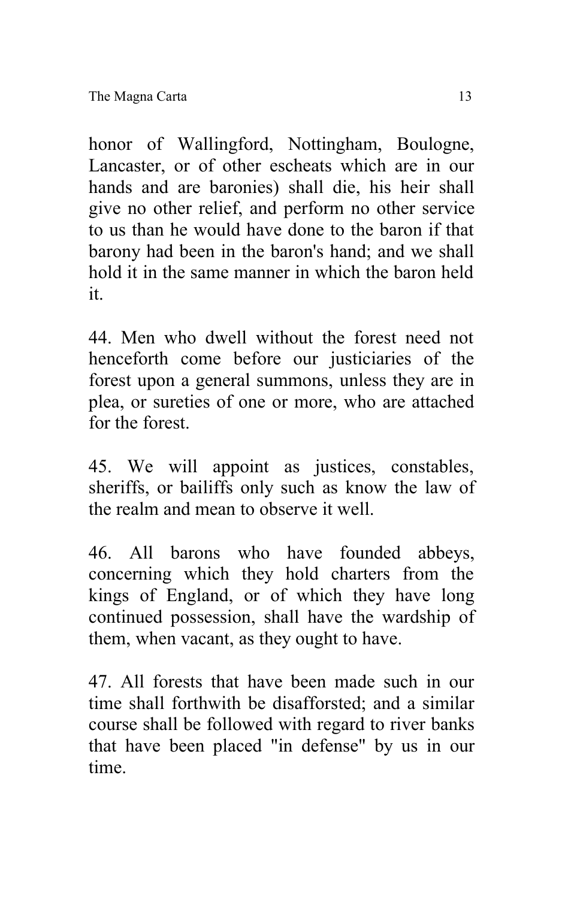honor of Wallingford, Nottingham, Boulogne, Lancaster, or of other escheats which are in our hands and are baronies) shall die, his heir shall give no other relief, and perform no other service to us than he would have done to the baron if that barony had been in the baron's hand; and we shall hold it in the same manner in which the baron held it.

44. Men who dwell without the forest need not henceforth come before our justiciaries of the forest upon a general summons, unless they are in plea, or sureties of one or more, who are attached for the forest.

45. We will appoint as justices, constables, sheriffs, or bailiffs only such as know the law of the realm and mean to observe it well.

46. All barons who have founded abbeys, concerning which they hold charters from the kings of England, or of which they have long continued possession, shall have the wardship of them, when vacant, as they ought to have.

47. All forests that have been made such in our time shall forthwith be disafforsted; and a similar course shall be followed with regard to river banks that have been placed "in defense" by us in our time.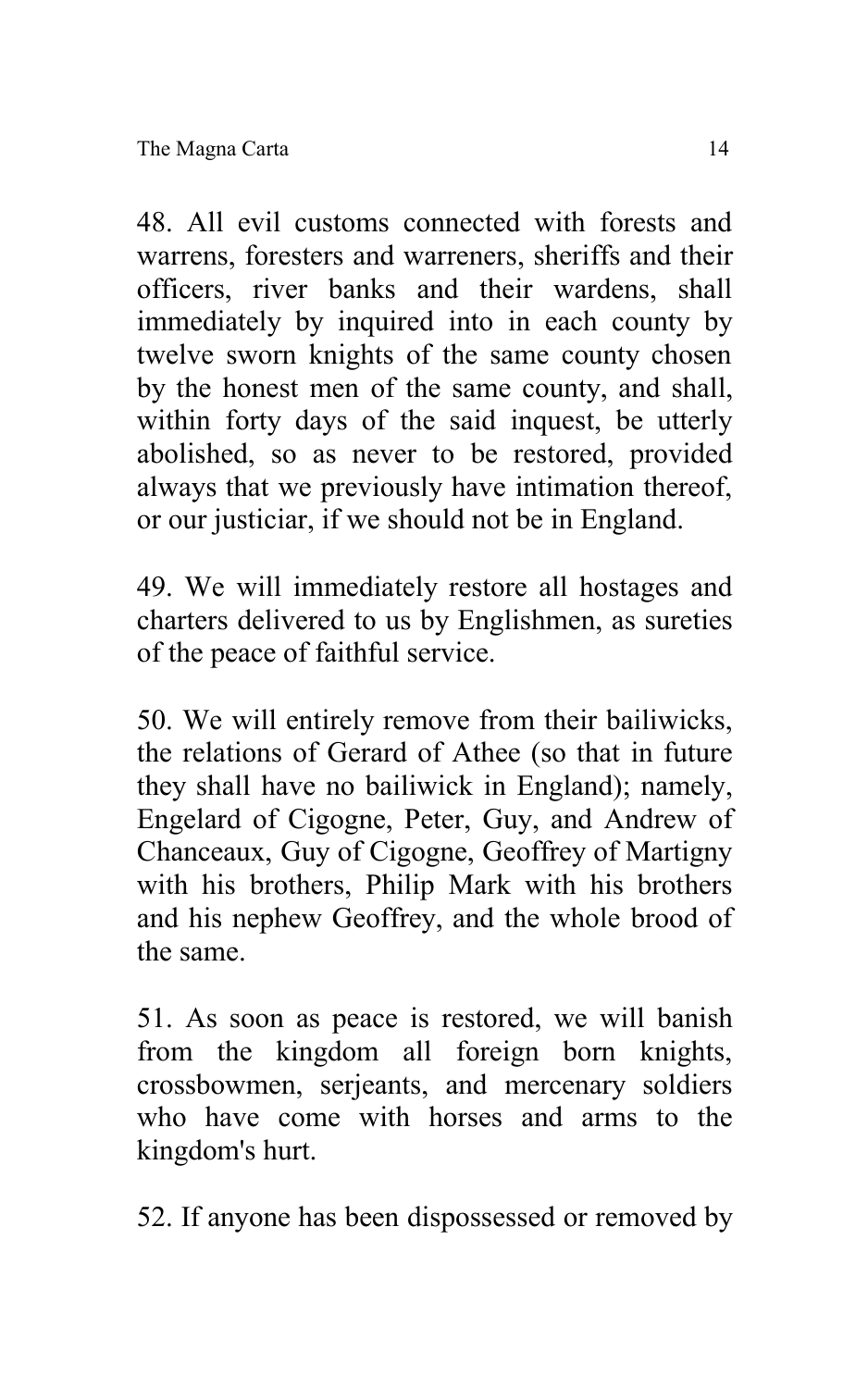48. All evil customs connected with forests and warrens, foresters and warreners, sheriffs and their officers, river banks and their wardens, shall immediately by inquired into in each county by twelve sworn knights of the same county chosen by the honest men of the same county, and shall, within forty days of the said inquest, be utterly abolished, so as never to be restored, provided always that we previously have intimation thereof, or our justiciar, if we should not be in England.

49. We will immediately restore all hostages and charters delivered to us by Englishmen, as sureties of the peace of faithful service.

50. We will entirely remove from their bailiwicks, the relations of Gerard of Athee (so that in future they shall have no bailiwick in England); namely, Engelard of Cigogne, Peter, Guy, and Andrew of Chanceaux, Guy of Cigogne, Geoffrey of Martigny with his brothers, Philip Mark with his brothers and his nephew Geoffrey, and the whole brood of the same.

51. As soon as peace is restored, we will banish from the kingdom all foreign born knights, crossbowmen, serjeants, and mercenary soldiers who have come with horses and arms to the kingdom's hurt.

52. If anyone has been dispossessed or removed by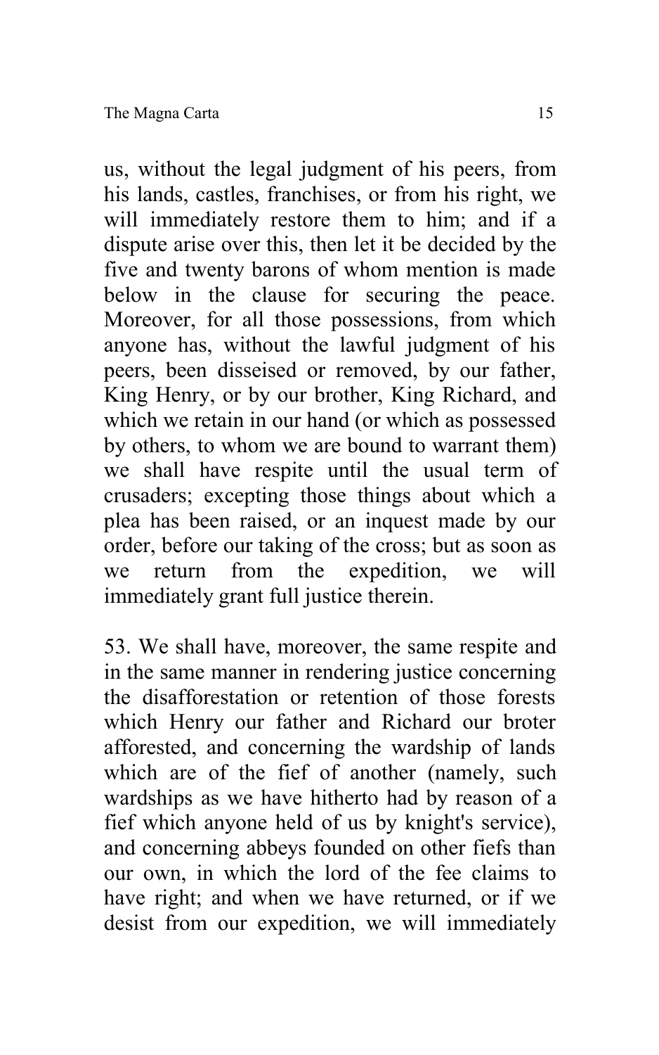us, without the legal judgment of his peers, from his lands, castles, franchises, or from his right, we will immediately restore them to him; and if a dispute arise over this, then let it be decided by the five and twenty barons of whom mention is made below in the clause for securing the peace. Moreover, for all those possessions, from which anyone has, without the lawful judgment of his peers, been disseised or removed, by our father, King Henry, or by our brother, King Richard, and which we retain in our hand (or which as possessed by others, to whom we are bound to warrant them) we shall have respite until the usual term of crusaders; excepting those things about which a plea has been raised, or an inquest made by our order, before our taking of the cross; but as soon as we return from the expedition, we will immediately grant full justice therein.

53. We shall have, moreover, the same respite and in the same manner in rendering justice concerning the disafforestation or retention of those forests which Henry our father and Richard our broter afforested, and concerning the wardship of lands which are of the fief of another (namely, such wardships as we have hitherto had by reason of a fief which anyone held of us by knight's service), and concerning abbeys founded on other fiefs than our own, in which the lord of the fee claims to have right; and when we have returned, or if we desist from our expedition, we will immediately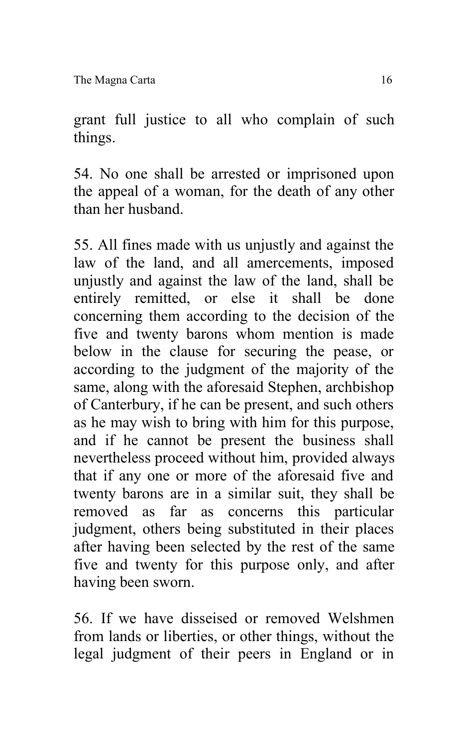grant full justice to all who complain of such things.

54. No one shall be arrested or imprisoned upon the appeal of a woman, for the death of any other than her husband.

55. All fines made with us unjustly and against the law of the land, and all amercements, imposed unjustly and against the law of the land, shall be entirely remitted, or else it shall be done concerning them according to the decision of the five and twenty barons whom mention is made below in the clause for securing the pease, or according to the judgment of the majority of the same, along with the aforesaid Stephen, archbishop of Canterbury, if he can be present, and such others as he may wish to bring with him for this purpose, and if he cannot be present the business shall nevertheless proceed without him, provided always that if any one or more of the aforesaid five and twenty barons are in a similar suit, they shall be removed as far as concerns this particular judgment, others being substituted in their places after having been selected by the rest of the same five and twenty for this purpose only, and after having been sworn.

56. If we have disseised or removed Welshmen from lands or liberties, or other things, without the legal judgment of their peers in England or in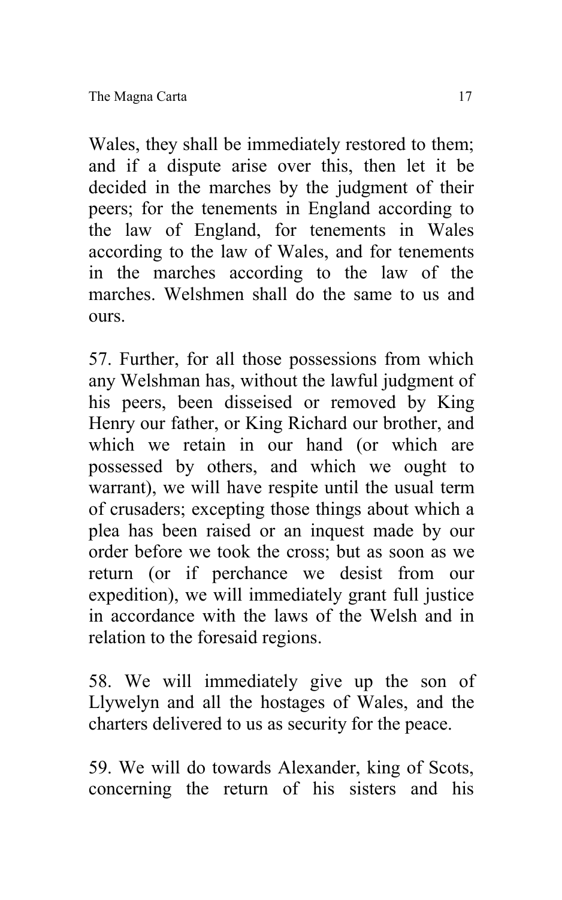Wales, they shall be immediately restored to them; and if a dispute arise over this, then let it be decided in the marches by the judgment of their peers; for the tenements in England according to the law of England, for tenements in Wales according to the law of Wales, and for tenements in the marches according to the law of the marches. Welshmen shall do the same to us and ours.

57. Further, for all those possessions from which any Welshman has, without the lawful judgment of his peers, been disseised or removed by King Henry our father, or King Richard our brother, and which we retain in our hand (or which are possessed by others, and which we ought to warrant), we will have respite until the usual term of crusaders; excepting those things about which a plea has been raised or an inquest made by our order before we took the cross; but as soon as we return (or if perchance we desist from our expedition), we will immediately grant full justice in accordance with the laws of the Welsh and in relation to the foresaid regions.

58. We will immediately give up the son of Llywelyn and all the hostages of Wales, and the charters delivered to us as security for the peace.

59. We will do towards Alexander, king of Scots, concerning the return of his sisters and his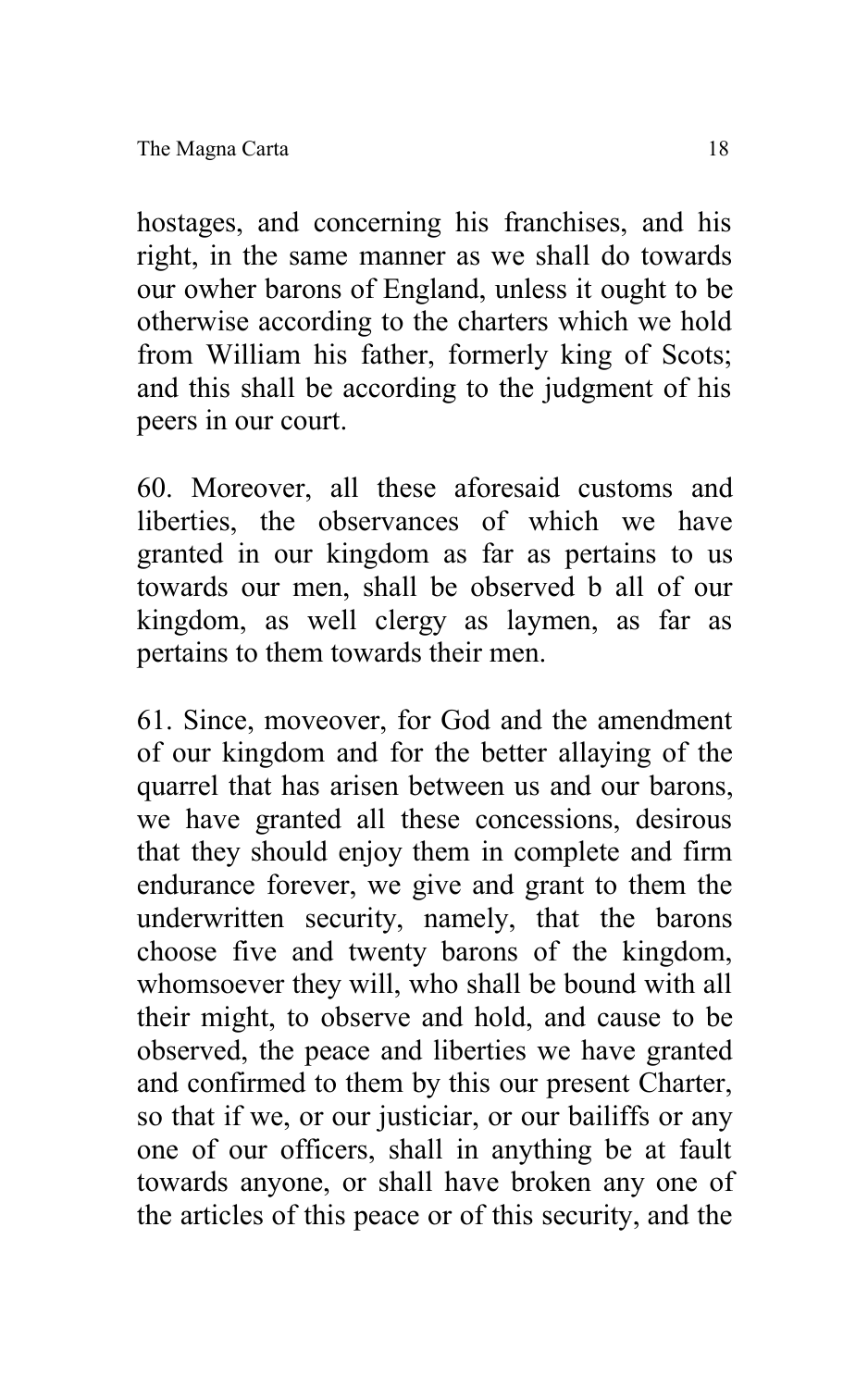hostages, and concerning his franchises, and his right, in the same manner as we shall do towards our owher barons of England, unless it ought to be otherwise according to the charters which we hold from William his father, formerly king of Scots; and this shall be according to the judgment of his peers in our court.

60. Moreover, all these aforesaid customs and liberties, the observances of which we have granted in our kingdom as far as pertains to us towards our men, shall be observed b all of our kingdom, as well clergy as laymen, as far as pertains to them towards their men.

61. Since, moveover, for God and the amendment of our kingdom and for the better allaying of the quarrel that has arisen between us and our barons, we have granted all these concessions, desirous that they should enjoy them in complete and firm endurance forever, we give and grant to them the underwritten security, namely, that the barons choose five and twenty barons of the kingdom, whomsoever they will, who shall be bound with all their might, to observe and hold, and cause to be observed, the peace and liberties we have granted and confirmed to them by this our present Charter, so that if we, or our justiciar, or our bailiffs or any one of our officers, shall in anything be at fault towards anyone, or shall have broken any one of the articles of this peace or of this security, and the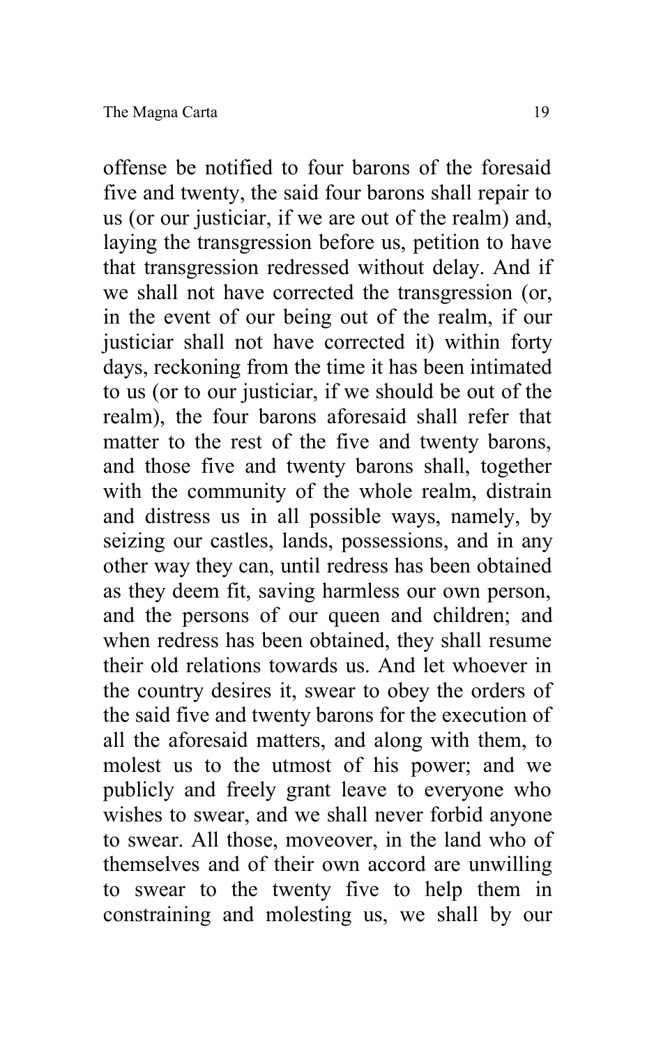offense be notified to four barons of the foresaid five and twenty, the said four barons shall repair to us (or our justiciar, if we are out of the realm) and, laying the transgression before us, petition to have that transgression redressed without delay. And if we shall not have corrected the transgression (or, in the event of our being out of the realm, if our justiciar shall not have corrected it) within forty days, reckoning from the time it has been intimated to us (or to our justiciar, if we should be out of the realm), the four barons aforesaid shall refer that matter to the rest of the five and twenty barons, and those five and twenty barons shall, together with the community of the whole realm, distrain and distress us in all possible ways, namely, by seizing our castles, lands, possessions, and in any other way they can, until redress has been obtained as they deem fit, saving harmless our own person, and the persons of our queen and children; and when redress has been obtained, they shall resume their old relations towards us. And let whoever in the country desires it, swear to obey the orders of the said five and twenty barons for the execution of all the aforesaid matters, and along with them, to molest us to the utmost of his power; and we publicly and freely grant leave to everyone who wishes to swear, and we shall never forbid anyone to swear. All those, moveover, in the land who of themselves and of their own accord are unwilling to swear to the twenty five to help them in constraining and molesting us, we shall by our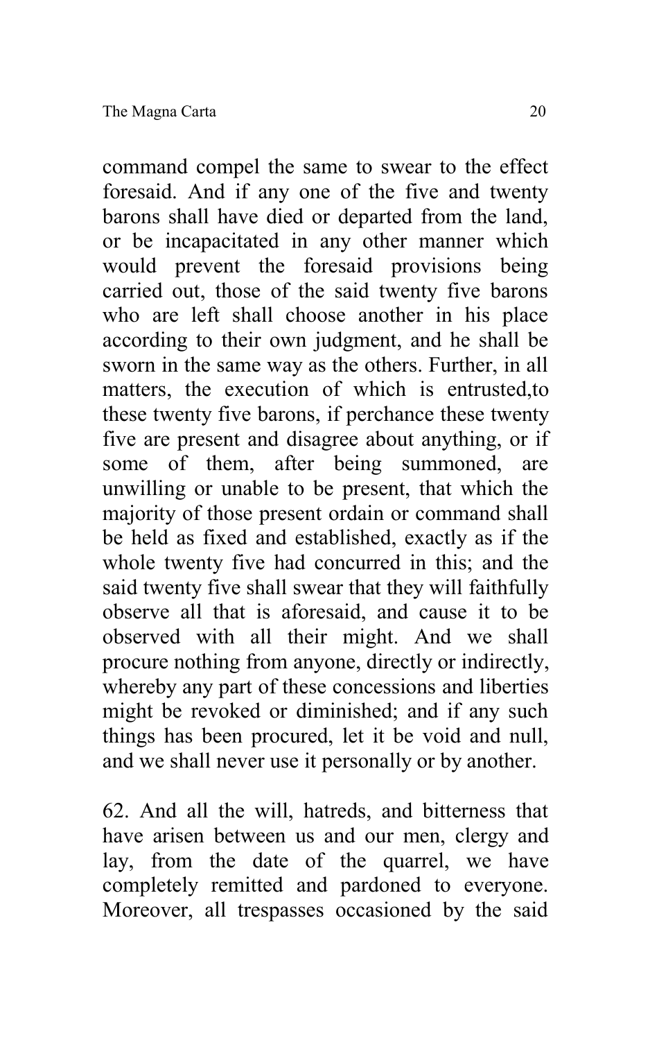command compel the same to swear to the effect foresaid. And if any one of the five and twenty barons shall have died or departed from the land, or be incapacitated in any other manner which would prevent the foresaid provisions being carried out, those of the said twenty five barons who are left shall choose another in his place according to their own judgment, and he shall be sworn in the same way as the others. Further, in all matters, the execution of which is entrusted,to these twenty five barons, if perchance these twenty five are present and disagree about anything, or if some of them, after being summoned, are unwilling or unable to be present, that which the majority of those present ordain or command shall be held as fixed and established, exactly as if the whole twenty five had concurred in this; and the said twenty five shall swear that they will faithfully observe all that is aforesaid, and cause it to be observed with all their might. And we shall procure nothing from anyone, directly or indirectly, whereby any part of these concessions and liberties might be revoked or diminished; and if any such things has been procured, let it be void and null, and we shall never use it personally or by another.

62. And all the will, hatreds, and bitterness that have arisen between us and our men, clergy and lay, from the date of the quarrel, we have completely remitted and pardoned to everyone. Moreover, all trespasses occasioned by the said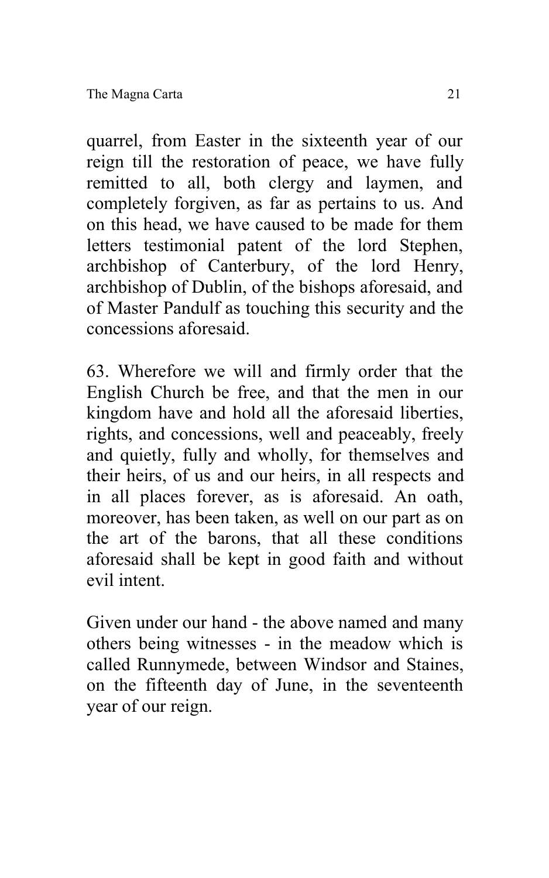quarrel, from Easter in the sixteenth year of our reign till the restoration of peace, we have fully remitted to all, both clergy and laymen, and completely forgiven, as far as pertains to us. And on this head, we have caused to be made for them letters testimonial patent of the lord Stephen, archbishop of Canterbury, of the lord Henry, archbishop of Dublin, of the bishops aforesaid, and of Master Pandulf as touching this security and the concessions aforesaid.

63. Wherefore we will and firmly order that the English Church be free, and that the men in our kingdom have and hold all the aforesaid liberties, rights, and concessions, well and peaceably, freely and quietly, fully and wholly, for themselves and their heirs, of us and our heirs, in all respects and in all places forever, as is aforesaid. An oath, moreover, has been taken, as well on our part as on the art of the barons, that all these conditions aforesaid shall be kept in good faith and without evil intent.

Given under our hand - the above named and many others being witnesses - in the meadow which is called Runnymede, between Windsor and Staines, on the fifteenth day of June, in the seventeenth year of our reign.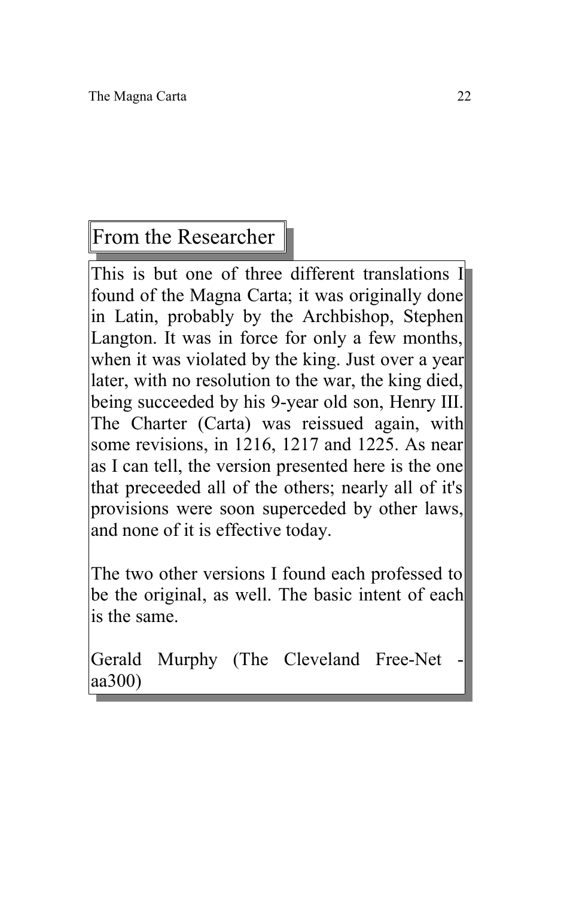## From the Researcher

This is but one of three different translations I found of the Magna Carta; it was originally done in Latin, probably by the Archbishop, Stephen Langton. It was in force for only a few months, when it was violated by the king. Just over a year later, with no resolution to the war, the king died, being succeeded by his 9-year old son, Henry III. The Charter (Carta) was reissued again, with some revisions, in 1216, 1217 and 1225. As near as I can tell, the version presented here is the one that preceeded all of the others; nearly all of it's provisions were soon superceded by other laws, and none of it is effective today.

The two other versions I found each professed to be the original, as well. The basic intent of each is the same.

Gerald Murphy (The Cleveland Free-Net - aa300)